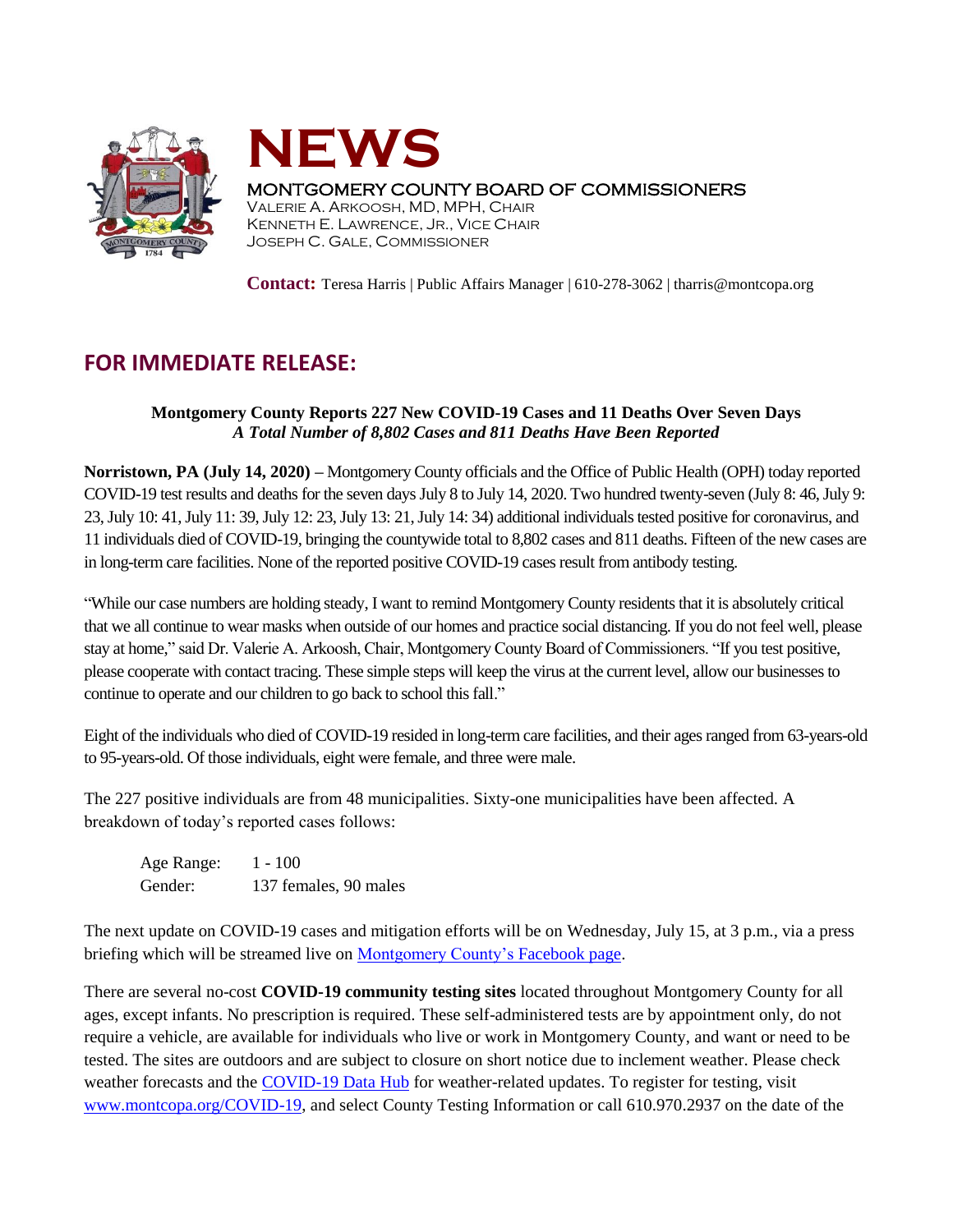# NEWS

MONTGOMERY COUNTY BOARD OF COMMISSIONERS
VALERIE A. ARKOOSH, MD, MPH, CHAIR
KENNETH E. LAWRENCE, JR., VICE CHAIR
JOSEPH C. GALE, COMMISSIONER

**Contact:** Teresa Harris | Public Affairs Manager | 610-278-3062 | tharris@montcopa.org

## FOR IMMEDIATE RELEASE:

**Montgomery County Reports 227 New COVID-19 Cases and 11 Deaths Over Seven Days**
***A Total Number of 8,802 Cases and 811 Deaths Have Been Reported***

**Norristown, PA (July 14, 2020) –** Montgomery County officials and the Office of Public Health (OPH) today reported COVID-19 test results and deaths for the seven days July 8 to July 14, 2020. Two hundred twenty-seven (July 8: 46, July 9: 23, July 10: 41, July 11: 39, July 12: 23, July 13: 21, July 14: 34) additional individuals tested positive for coronavirus, and 11 individuals died of COVID-19, bringing the countywide total to 8,802 cases and 811 deaths. Fifteen of the new cases are in long-term care facilities. None of the reported positive COVID-19 cases result from antibody testing.

"While our case numbers are holding steady, I want to remind Montgomery County residents that it is absolutely critical that we all continue to wear masks when outside of our homes and practice social distancing. If you do not feel well, please stay at home," said Dr. Valerie A. Arkoosh, Chair, Montgomery County Board of Commissioners. "If you test positive, please cooperate with contact tracing. These simple steps will keep the virus at the current level, allow our businesses to continue to operate and our children to go back to school this fall."

Eight of the individuals who died of COVID-19 resided in long-term care facilities, and their ages ranged from 63-years-old to 95-years-old. Of those individuals, eight were female, and three were male.

The 227 positive individuals are from 48 municipalities. Sixty-one municipalities have been affected. A breakdown of today's reported cases follows:

Age Range: 1 - 100
Gender: 137 females, 90 males

The next update on COVID-19 cases and mitigation efforts will be on Wednesday, July 15, at 3 p.m., via a press briefing which will be streamed live on Montgomery County's Facebook page.

There are several no-cost **COVID-19 community testing sites** located throughout Montgomery County for all ages, except infants. No prescription is required. These self-administered tests are by appointment only, do not require a vehicle, are available for individuals who live or work in Montgomery County, and want or need to be tested. The sites are outdoors and are subject to closure on short notice due to inclement weather. Please check weather forecasts and the COVID-19 Data Hub for weather-related updates. To register for testing, visit www.montcopa.org/COVID-19, and select County Testing Information or call 610.970.2937 on the date of the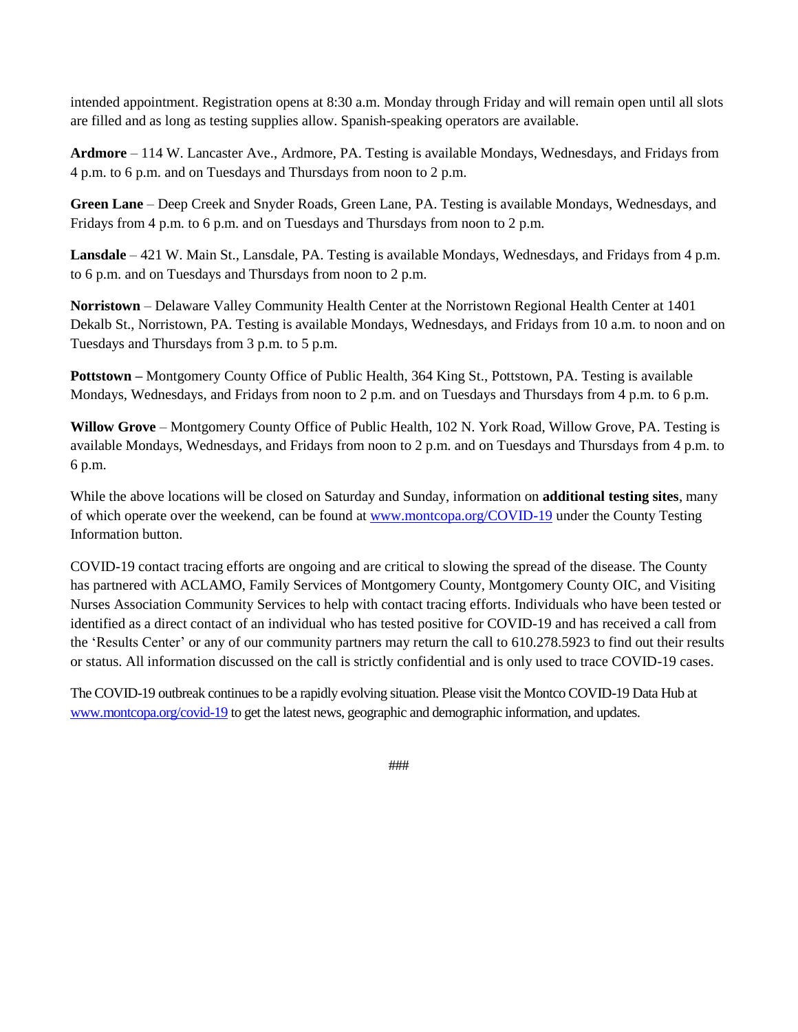intended appointment. Registration opens at 8:30 a.m. Monday through Friday and will remain open until all slots are filled and as long as testing supplies allow. Spanish-speaking operators are available.

**Ardmore** – 114 W. Lancaster Ave., Ardmore, PA. Testing is available Mondays, Wednesdays, and Fridays from 4 p.m. to 6 p.m. and on Tuesdays and Thursdays from noon to 2 p.m.

**Green Lane** – Deep Creek and Snyder Roads, Green Lane, PA. Testing is available Mondays, Wednesdays, and Fridays from 4 p.m. to 6 p.m. and on Tuesdays and Thursdays from noon to 2 p.m.

**Lansdale** – 421 W. Main St., Lansdale, PA. Testing is available Mondays, Wednesdays, and Fridays from 4 p.m. to 6 p.m. and on Tuesdays and Thursdays from noon to 2 p.m.

**Norristown** – Delaware Valley Community Health Center at the Norristown Regional Health Center at 1401 Dekalb St., Norristown, PA. Testing is available Mondays, Wednesdays, and Fridays from 10 a.m. to noon and on Tuesdays and Thursdays from 3 p.m. to 5 p.m.

**Pottstown –** Montgomery County Office of Public Health, 364 King St., Pottstown, PA. Testing is available Mondays, Wednesdays, and Fridays from noon to 2 p.m. and on Tuesdays and Thursdays from 4 p.m. to 6 p.m.

**Willow Grove** – Montgomery County Office of Public Health, 102 N. York Road, Willow Grove, PA. Testing is available Mondays, Wednesdays, and Fridays from noon to 2 p.m. and on Tuesdays and Thursdays from 4 p.m. to 6 p.m.

While the above locations will be closed on Saturday and Sunday, information on **additional testing sites**, many of which operate over the weekend, can be found at [www.montcopa.org/COVID-19](http://www.montcopa.org/COVID-19) under the County Testing Information button.

COVID-19 contact tracing efforts are ongoing and are critical to slowing the spread of the disease. The County has partnered with ACLAMO, Family Services of Montgomery County, Montgomery County OIC, and Visiting Nurses Association Community Services to help with contact tracing efforts. Individuals who have been tested or identified as a direct contact of an individual who has tested positive for COVID-19 and has received a call from the 'Results Center' or any of our community partners may return the call to 610.278.5923 to find out their results or status. All information discussed on the call is strictly confidential and is only used to trace COVID-19 cases.

The COVID-19 outbreak continues to be a rapidly evolving situation. Please visit the Montco COVID-19 Data Hub at [www.montcopa.org/covid-19](http://www.montcopa.org/covid-19) to get the latest news, geographic and demographic information, and updates.

###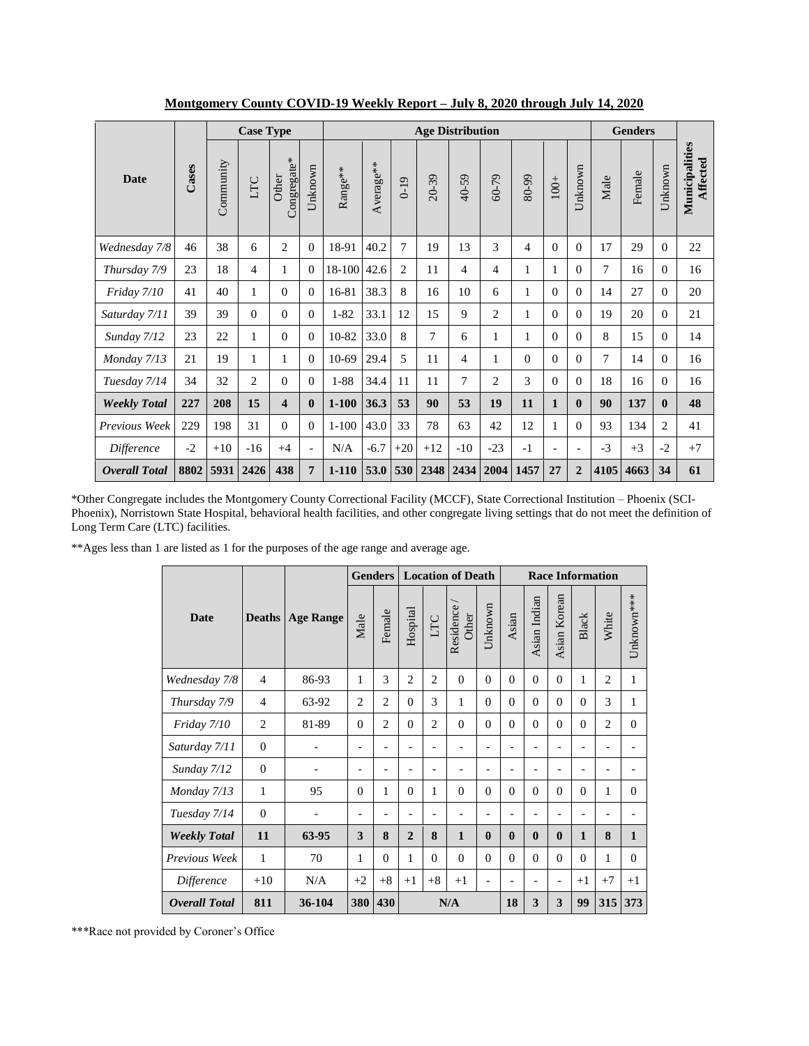**Montgomery County COVID-19 Weekly Report – July 8, 2020 through July 14, 2020**

| Date | Cases | Case Type | | | | Age Distribution | | | | | | | | | | Genders | | | Municipalities Affected |
|---|---|---|---|---|---|---|---|---|---|---|---|---|---|---|---|---|---|---|---|
| | | Community | LTC | Other Congregate* | Unknown | Range** | Average** | 0-19 | 20-39 | 40-59 | 60-79 | 80-99 | 100+ | Unknown | Male | Female | Unknown | |
| *Wednesday 7/8* | 46 | 38 | 6 | 2 | 0 | 18-91 | 40.2 | 7 | 19 | 13 | 3 | 4 | 0 | 0 | 17 | 29 | 0 | 22 |
| *Thursday 7/9* | 23 | 18 | 4 | 1 | 0 | 18-100 | 42.6 | 2 | 11 | 4 | 4 | 1 | 1 | 0 | 7 | 16 | 0 | 16 |
| *Friday 7/10* | 41 | 40 | 1 | 0 | 0 | 16-81 | 38.3 | 8 | 16 | 10 | 6 | 1 | 0 | 0 | 14 | 27 | 0 | 20 |
| *Saturday 7/11* | 39 | 39 | 0 | 0 | 0 | 1-82 | 33.1 | 12 | 15 | 9 | 2 | 1 | 0 | 0 | 19 | 20 | 0 | 21 |
| *Sunday 7/12* | 23 | 22 | 1 | 0 | 0 | 10-82 | 33.0 | 8 | 7 | 6 | 1 | 1 | 0 | 0 | 8 | 15 | 0 | 14 |
| *Monday 7/13* | 21 | 19 | 1 | 1 | 0 | 10-69 | 29.4 | 5 | 11 | 4 | 1 | 0 | 0 | 0 | 7 | 14 | 0 | 16 |
| *Tuesday 7/14* | 34 | 32 | 2 | 0 | 0 | 1-88 | 34.4 | 11 | 11 | 7 | 2 | 3 | 0 | 0 | 18 | 16 | 0 | 16 |
| ***Weekly Total*** | **227** | **208** | **15** | **4** | **0** | **1-100** | **36.3** | **53** | **90** | **53** | **19** | **11** | **1** | **0** | **90** | **137** | **0** | **48** |
| *Previous Week* | 229 | 198 | 31 | 0 | 0 | 1-100 | 43.0 | 33 | 78 | 63 | 42 | 12 | 1 | 0 | 93 | 134 | 2 | 41 |
| *Difference* | -2 | +10 | -16 | +4 | - | N/A | -6.7 | +20 | +12 | -10 | -23 | -1 | - | - | -3 | +3 | -2 | +7 |
| ***Overall Total*** | **8802** | **5931** | **2426** | **438** | **7** | **1-110** | **53.0** | **530** | **2348** | **2434** | **2004** | **1457** | **27** | **2** | **4105** | **4663** | **34** | **61** |

*Other Congregate includes the Montgomery County Correctional Facility (MCCF), State Correctional Institution – Phoenix (SCI-Phoenix), Norristown State Hospital, behavioral health facilities, and other congregate living settings that do not meet the definition of Long Term Care (LTC) facilities.

**Ages less than 1 are listed as 1 for the purposes of the age range and average age.

| Date | Deaths | Age Range | Genders | | Location of Death | | | | Race Information | | | | | |
|---|---|---|---|---|---|---|---|---|---|---|---|---|---|---|
| | | | Male | Female | Hospital | LTC | Residence / Other | Unknown | Asian | Asian Indian | Asian Korean | Black | White | Unknown*** |
| *Wednesday 7/8* | 4 | 86-93 | 1 | 3 | 2 | 2 | 0 | 0 | 0 | 0 | 0 | 1 | 2 | 1 |
| *Thursday 7/9* | 4 | 63-92 | 2 | 2 | 0 | 3 | 1 | 0 | 0 | 0 | 0 | 0 | 3 | 1 |
| *Friday 7/10* | 2 | 81-89 | 0 | 2 | 0 | 2 | 0 | 0 | 0 | 0 | 0 | 0 | 2 | 0 |
| *Saturday 7/11* | 0 | - | - | - | - | - | - | - | - | - | - | - | - | - |
| *Sunday 7/12* | 0 | - | - | - | - | - | - | - | - | - | - | - | - | - |
| *Monday 7/13* | 1 | 95 | 0 | 1 | 0 | 1 | 0 | 0 | 0 | 0 | 0 | 0 | 1 | 0 |
| *Tuesday 7/14* | 0 | - | - | - | - | - | - | - | - | - | - | - | - | - |
| ***Weekly Total*** | **11** | **63-95** | **3** | **8** | **2** | **8** | **1** | **0** | **0** | **0** | **0** | **1** | **8** | **1** |
| *Previous Week* | 1 | 70 | 1 | 0 | 1 | 0 | 0 | 0 | 0 | 0 | 0 | 0 | 1 | 0 |
| *Difference* | +10 | N/A | +2 | +8 | +1 | +8 | +1 | - | - | - | - | +1 | +7 | +1 |
| ***Overall Total*** | **811** | **36-104** | **380** | **430** | **N/A** | | | | **18** | **3** | **3** | **99** | **315** | **373** |

***Race not provided by Coroner's Office